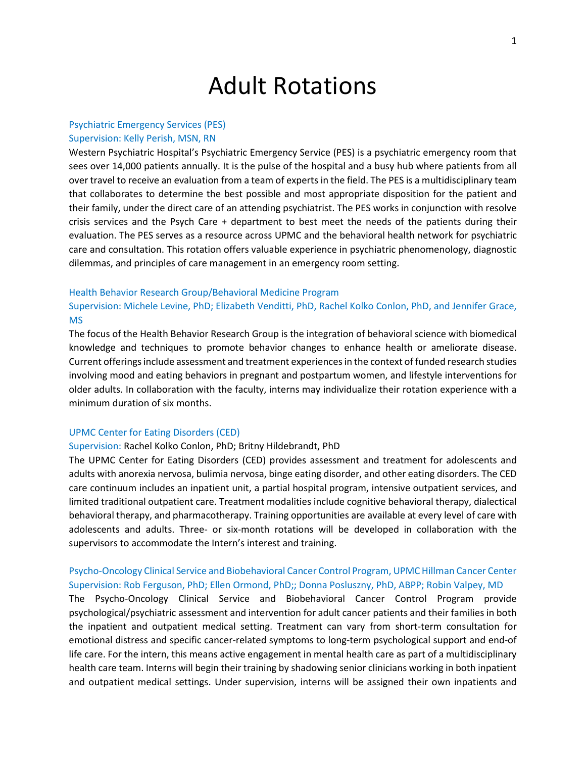# Adult Rotations

### Psychiatric Emergency Services (PES)

### Supervision: Kelly Perish, MSN, RN

Western Psychiatric Hospital's Psychiatric Emergency Service (PES) is a psychiatric emergency room that sees over 14,000 patients annually. It is the pulse of the hospital and a busy hub where patients from all over travel to receive an evaluation from a team of experts in the field. The PES is a multidisciplinary team that collaborates to determine the best possible and most appropriate disposition for the patient and their family, under the direct care of an attending psychiatrist. The PES works in conjunction with resolve crisis services and the Psych Care + department to best meet the needs of the patients during their evaluation. The PES serves as a resource across UPMC and the behavioral health network for psychiatric care and consultation. This rotation offers valuable experience in psychiatric phenomenology, diagnostic dilemmas, and principles of care management in an emergency room setting.

### Health Behavior Research Group/Behavioral Medicine Program

### Supervision: Michele Levine, PhD; Elizabeth Venditti, PhD, Rachel Kolko Conlon, PhD, and Jennifer Grace, MS

The focus of the Health Behavior Research Group is the integration of behavioral science with biomedical knowledge and techniques to promote behavior changes to enhance health or ameliorate disease. Current offerings include assessment and treatment experiences in the context of funded research studies involving mood and eating behaviors in pregnant and postpartum women, and lifestyle interventions for older adults. In collaboration with the faculty, interns may individualize their rotation experience with a minimum duration of six months.

### UPMC Center for Eating Disorders (CED)

### Supervision: Rachel Kolko Conlon, PhD; Britny Hildebrandt, PhD

The UPMC Center for Eating Disorders (CED) provides assessment and treatment for adolescents and adults with anorexia nervosa, bulimia nervosa, binge eating disorder, and other eating disorders. The CED care continuum includes an inpatient unit, a partial hospital program, intensive outpatient services, and limited traditional outpatient care. Treatment modalities include cognitive behavioral therapy, dialectical behavioral therapy, and pharmacotherapy. Training opportunities are available at every level of care with adolescents and adults. Three- or six-month rotations will be developed in collaboration with the supervisors to accommodate the Intern's interest and training.

### Psycho-Oncology Clinical Service and Biobehavioral Cancer Control Program, UPMC Hillman Cancer Center

### Supervision: Rob Ferguson, PhD; Ellen Ormond, PhD;; Donna Posluszny, PhD, ABPP; Robin Valpey, MD

The Psycho-Oncology Clinical Service and Biobehavioral Cancer Control Program provide psychological/psychiatric assessment and intervention for adult cancer patients and their families in both the inpatient and outpatient medical setting. Treatment can vary from short-term consultation for emotional distress and specific cancer-related symptoms to long-term psychological support and end-of life care. For the intern, this means active engagement in mental health care as part of a multidisciplinary health care team. Interns will begin their training by shadowing senior clinicians working in both inpatient and outpatient medical settings. Under supervision, interns will be assigned their own inpatients and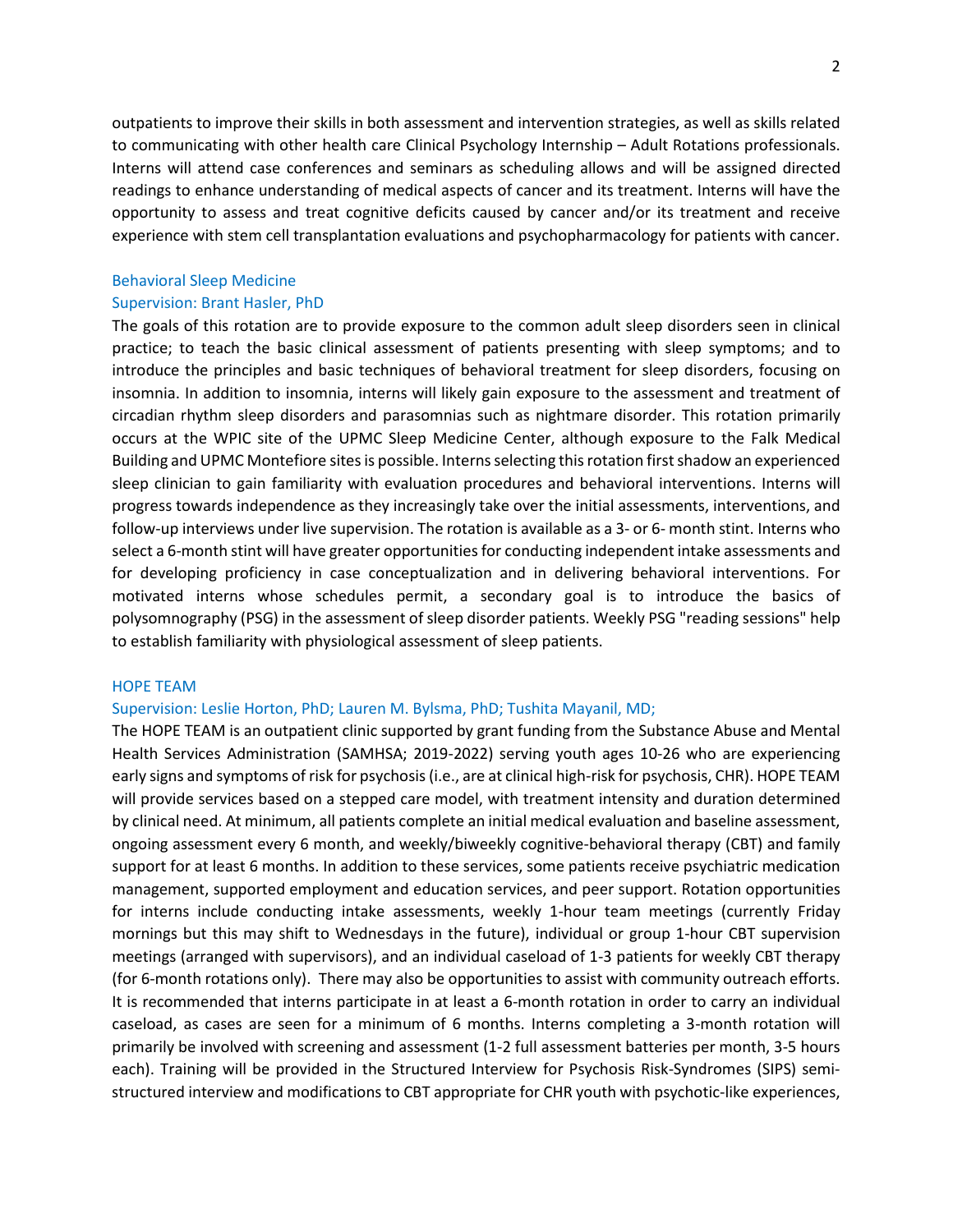outpatients to improve their skills in both assessment and intervention strategies, as well as skills related to communicating with other health care Clinical Psychology Internship – Adult Rotations professionals. Interns will attend case conferences and seminars as scheduling allows and will be assigned directed readings to enhance understanding of medical aspects of cancer and its treatment. Interns will have the opportunity to assess and treat cognitive deficits caused by cancer and/or its treatment and receive experience with stem cell transplantation evaluations and psychopharmacology for patients with cancer.

### Behavioral Sleep Medicine

Supervision: Brant Hasler, PhD

The goals of this rotation are to provide exposure to the common adult sleep disorders seen in clinical practice; to teach the basic clinical assessment of patients presenting with sleep symptoms; and to introduce the principles and basic techniques of behavioral treatment for sleep disorders, focusing on insomnia. In addition to insomnia, interns will likely gain exposure to the assessment and treatment of circadian rhythm sleep disorders and parasomnias such as nightmare disorder. This rotation primarily occurs at the WPIC site of the UPMC Sleep Medicine Center, although exposure to the Falk Medical Building and UPMC Montefiore sites is possible. Interns selecting this rotation first shadow an experienced sleep clinician to gain familiarity with evaluation procedures and behavioral interventions. Interns will progress towards independence as they increasingly take over the initial assessments, interventions, and follow-up interviews under live supervision. The rotation is available as a 3- or 6- month stint. Interns who select a 6-month stint will have greater opportunities for conducting independent intake assessments and for developing proficiency in case conceptualization and in delivering behavioral interventions. For motivated interns whose schedules permit, a secondary goal is to introduce the basics of polysomnography (PSG) in the assessment of sleep disorder patients. Weekly PSG "reading sessions" help to establish familiarity with physiological assessment of sleep patients.

### HOPE TEAM

Supervision: Leslie Horton, PhD; Lauren M. Bylsma, PhD; Tushita Mayanil, MD;

The HOPE TEAM is an outpatient clinic supported by grant funding from the Substance Abuse and Mental Health Services Administration (SAMHSA; 2019-2022) serving youth ages 10-26 who are experiencing early signs and symptoms of risk for psychosis (i.e., are at clinical high-risk for psychosis, CHR). HOPE TEAM will provide services based on a stepped care model, with treatment intensity and duration determined by clinical need. At minimum, all patients complete an initial medical evaluation and baseline assessment, ongoing assessment every 6 month, and weekly/biweekly cognitive-behavioral therapy (CBT) and family support for at least 6 months. In addition to these services, some patients receive psychiatric medication management, supported employment and education services, and peer support. Rotation opportunities for interns include conducting intake assessments, weekly 1-hour team meetings (currently Friday mornings but this may shift to Wednesdays in the future), individual or group 1-hour CBT supervision meetings (arranged with supervisors), and an individual caseload of 1-3 patients for weekly CBT therapy (for 6-month rotations only). There may also be opportunities to assist with community outreach efforts. It is recommended that interns participate in at least a 6-month rotation in order to carry an individual caseload, as cases are seen for a minimum of 6 months. Interns completing a 3-month rotation will primarily be involved with screening and assessment (1-2 full assessment batteries per month, 3-5 hours each). Training will be provided in the Structured Interview for Psychosis Risk-Syndromes (SIPS) semi-structured interview and modifications to CBT appropriate for CHR youth with psychotic-like experiences,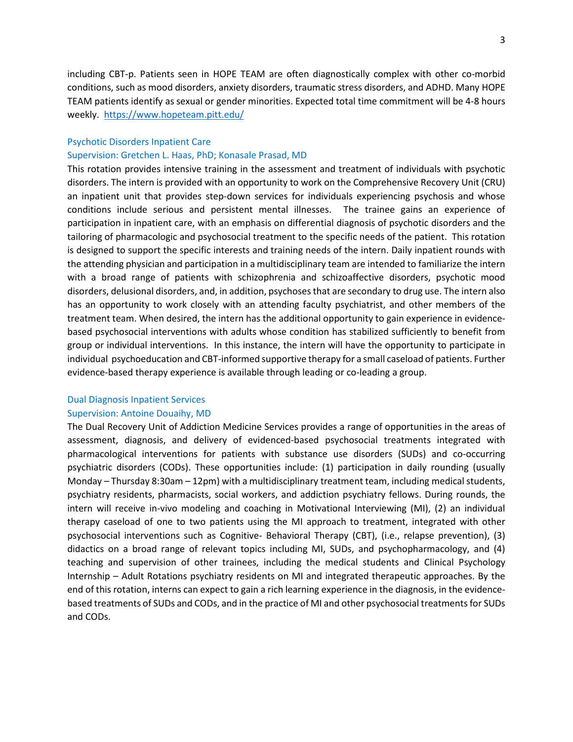including CBT-p. Patients seen in HOPE TEAM are often diagnostically complex with other co-morbid conditions, such as mood disorders, anxiety disorders, traumatic stress disorders, and ADHD. Many HOPE TEAM patients identify as sexual or gender minorities. Expected total time commitment will be 4-8 hours weekly. [https://www.hopeteam.pitt.edu/](https://www.hopeteam.pitt.edu/)

### Psychotic Disorders Inpatient Care
### Supervision: Gretchen L. Haas, PhD; Konasale Prasad, MD

This rotation provides intensive training in the assessment and treatment of individuals with psychotic disorders. The intern is provided with an opportunity to work on the Comprehensive Recovery Unit (CRU) an inpatient unit that provides step-down services for individuals experiencing psychosis and whose conditions include serious and persistent mental illnesses. The trainee gains an experience of participation in inpatient care, with an emphasis on differential diagnosis of psychotic disorders and the tailoring of pharmacologic and psychosocial treatment to the specific needs of the patient. This rotation is designed to support the specific interests and training needs of the intern. Daily inpatient rounds with the attending physician and participation in a multidisciplinary team are intended to familiarize the intern with a broad range of patients with schizophrenia and schizoaffective disorders, psychotic mood disorders, delusional disorders, and, in addition, psychoses that are secondary to drug use. The intern also has an opportunity to work closely with an attending faculty psychiatrist, and other members of the treatment team. When desired, the intern has the additional opportunity to gain experience in evidence-based psychosocial interventions with adults whose condition has stabilized sufficiently to benefit from group or individual interventions. In this instance, the intern will have the opportunity to participate in individual psychoeducation and CBT-informed supportive therapy for a small caseload of patients. Further evidence-based therapy experience is available through leading or co-leading a group.

### Dual Diagnosis Inpatient Services
### Supervision: Antoine Douaihy, MD

The Dual Recovery Unit of Addiction Medicine Services provides a range of opportunities in the areas of assessment, diagnosis, and delivery of evidenced-based psychosocial treatments integrated with pharmacological interventions for patients with substance use disorders (SUDs) and co-occurring psychiatric disorders (CODs). These opportunities include: (1) participation in daily rounding (usually Monday – Thursday 8:30am – 12pm) with a multidisciplinary treatment team, including medical students, psychiatry residents, pharmacists, social workers, and addiction psychiatry fellows. During rounds, the intern will receive in-vivo modeling and coaching in Motivational Interviewing (MI), (2) an individual therapy caseload of one to two patients using the MI approach to treatment, integrated with other psychosocial interventions such as Cognitive- Behavioral Therapy (CBT), (i.e., relapse prevention), (3) didactics on a broad range of relevant topics including MI, SUDs, and psychopharmacology, and (4) teaching and supervision of other trainees, including the medical students and Clinical Psychology Internship – Adult Rotations psychiatry residents on MI and integrated therapeutic approaches. By the end of this rotation, interns can expect to gain a rich learning experience in the diagnosis, in the evidence-based treatments of SUDs and CODs, and in the practice of MI and other psychosocial treatments for SUDs and CODs.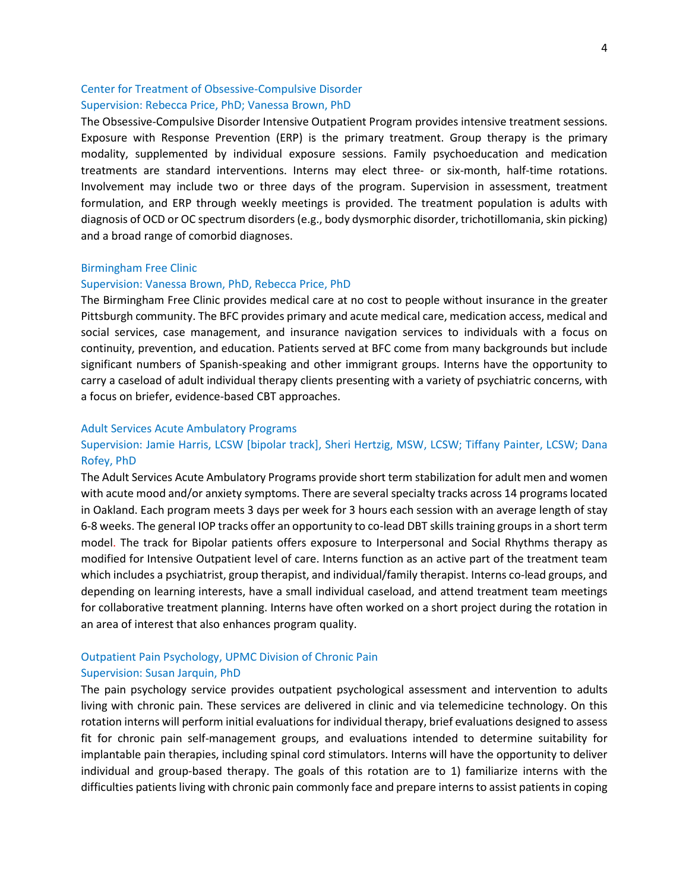### Center for Treatment of Obsessive-Compulsive Disorder

Supervision: Rebecca Price, PhD; Vanessa Brown, PhD

The Obsessive-Compulsive Disorder Intensive Outpatient Program provides intensive treatment sessions. Exposure with Response Prevention (ERP) is the primary treatment. Group therapy is the primary modality, supplemented by individual exposure sessions. Family psychoeducation and medication treatments are standard interventions. Interns may elect three- or six-month, half-time rotations. Involvement may include two or three days of the program. Supervision in assessment, treatment formulation, and ERP through weekly meetings is provided. The treatment population is adults with diagnosis of OCD or OC spectrum disorders (e.g., body dysmorphic disorder, trichotillomania, skin picking) and a broad range of comorbid diagnoses.

### Birmingham Free Clinic

Supervision: Vanessa Brown, PhD, Rebecca Price, PhD

The Birmingham Free Clinic provides medical care at no cost to people without insurance in the greater Pittsburgh community. The BFC provides primary and acute medical care, medication access, medical and social services, case management, and insurance navigation services to individuals with a focus on continuity, prevention, and education. Patients served at BFC come from many backgrounds but include significant numbers of Spanish-speaking and other immigrant groups. Interns have the opportunity to carry a caseload of adult individual therapy clients presenting with a variety of psychiatric concerns, with a focus on briefer, evidence-based CBT approaches.

### Adult Services Acute Ambulatory Programs

Supervision: Jamie Harris, LCSW [bipolar track], Sheri Hertzig, MSW, LCSW; Tiffany Painter, LCSW; Dana Rofey, PhD

The Adult Services Acute Ambulatory Programs provide short term stabilization for adult men and women with acute mood and/or anxiety symptoms. There are several specialty tracks across 14 programs located in Oakland. Each program meets 3 days per week for 3 hours each session with an average length of stay 6-8 weeks. The general IOP tracks offer an opportunity to co-lead DBT skills training groups in a short term model. The track for Bipolar patients offers exposure to Interpersonal and Social Rhythms therapy as modified for Intensive Outpatient level of care. Interns function as an active part of the treatment team which includes a psychiatrist, group therapist, and individual/family therapist. Interns co-lead groups, and depending on learning interests, have a small individual caseload, and attend treatment team meetings for collaborative treatment planning. Interns have often worked on a short project during the rotation in an area of interest that also enhances program quality.

### Outpatient Pain Psychology, UPMC Division of Chronic Pain

Supervision: Susan Jarquin, PhD

The pain psychology service provides outpatient psychological assessment and intervention to adults living with chronic pain. These services are delivered in clinic and via telemedicine technology. On this rotation interns will perform initial evaluations for individual therapy, brief evaluations designed to assess fit for chronic pain self-management groups, and evaluations intended to determine suitability for implantable pain therapies, including spinal cord stimulators. Interns will have the opportunity to deliver individual and group-based therapy. The goals of this rotation are to 1) familiarize interns with the difficulties patients living with chronic pain commonly face and prepare interns to assist patients in coping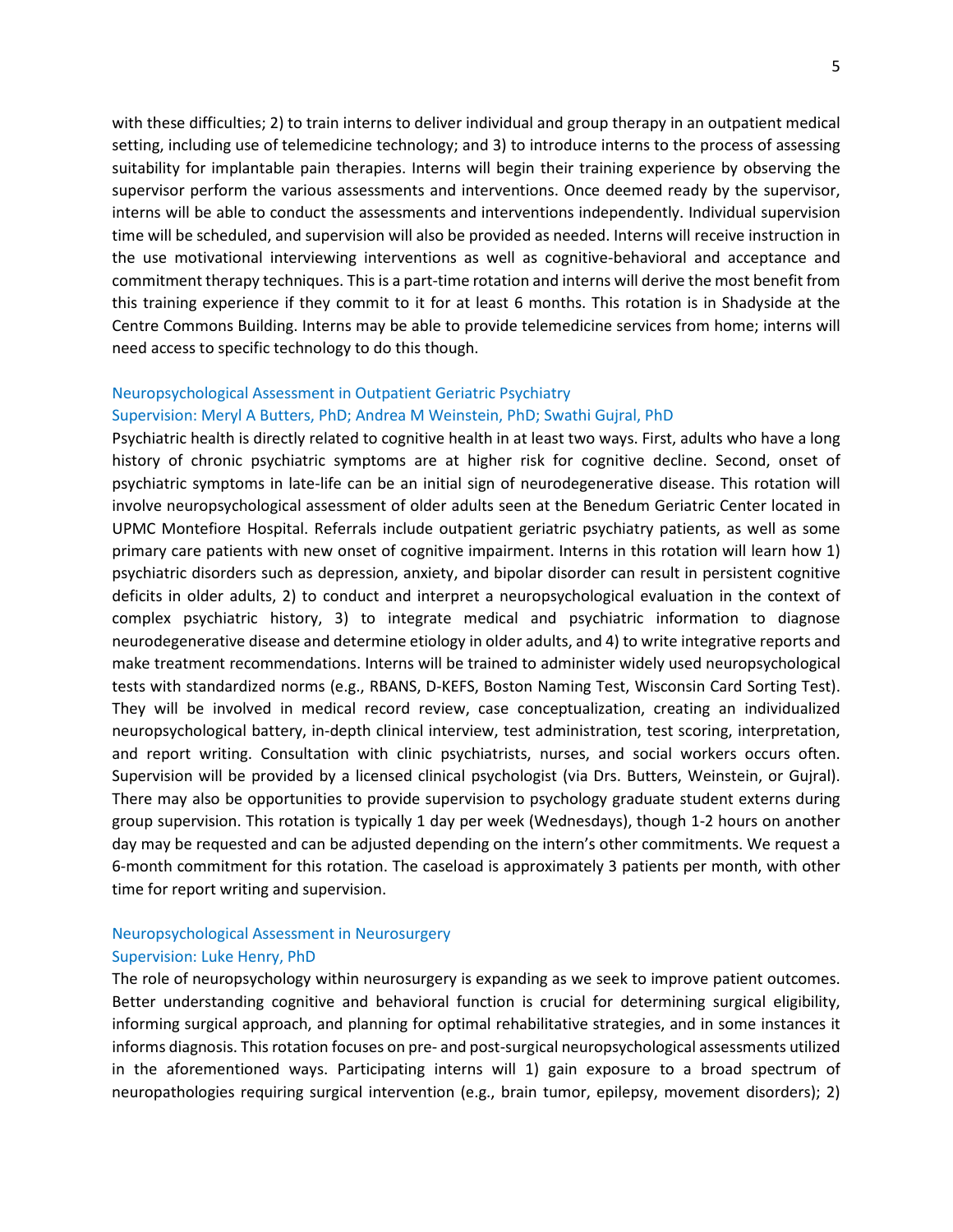with these difficulties; 2) to train interns to deliver individual and group therapy in an outpatient medical setting, including use of telemedicine technology; and 3) to introduce interns to the process of assessing suitability for implantable pain therapies. Interns will begin their training experience by observing the supervisor perform the various assessments and interventions. Once deemed ready by the supervisor, interns will be able to conduct the assessments and interventions independently. Individual supervision time will be scheduled, and supervision will also be provided as needed. Interns will receive instruction in the use motivational interviewing interventions as well as cognitive-behavioral and acceptance and commitment therapy techniques. This is a part-time rotation and interns will derive the most benefit from this training experience if they commit to it for at least 6 months. This rotation is in Shadyside at the Centre Commons Building. Interns may be able to provide telemedicine services from home; interns will need access to specific technology to do this though.

### Neuropsychological Assessment in Outpatient Geriatric Psychiatry
### Supervision: Meryl A Butters, PhD; Andrea M Weinstein, PhD; Swathi Gujral, PhD

Psychiatric health is directly related to cognitive health in at least two ways. First, adults who have a long history of chronic psychiatric symptoms are at higher risk for cognitive decline. Second, onset of psychiatric symptoms in late-life can be an initial sign of neurodegenerative disease. This rotation will involve neuropsychological assessment of older adults seen at the Benedum Geriatric Center located in UPMC Montefiore Hospital. Referrals include outpatient geriatric psychiatry patients, as well as some primary care patients with new onset of cognitive impairment. Interns in this rotation will learn how 1) psychiatric disorders such as depression, anxiety, and bipolar disorder can result in persistent cognitive deficits in older adults, 2) to conduct and interpret a neuropsychological evaluation in the context of complex psychiatric history, 3) to integrate medical and psychiatric information to diagnose neurodegenerative disease and determine etiology in older adults, and 4) to write integrative reports and make treatment recommendations. Interns will be trained to administer widely used neuropsychological tests with standardized norms (e.g., RBANS, D-KEFS, Boston Naming Test, Wisconsin Card Sorting Test). They will be involved in medical record review, case conceptualization, creating an individualized neuropsychological battery, in-depth clinical interview, test administration, test scoring, interpretation, and report writing. Consultation with clinic psychiatrists, nurses, and social workers occurs often. Supervision will be provided by a licensed clinical psychologist (via Drs. Butters, Weinstein, or Gujral). There may also be opportunities to provide supervision to psychology graduate student externs during group supervision. This rotation is typically 1 day per week (Wednesdays), though 1-2 hours on another day may be requested and can be adjusted depending on the intern's other commitments. We request a 6-month commitment for this rotation. The caseload is approximately 3 patients per month, with other time for report writing and supervision.

### Neuropsychological Assessment in Neurosurgery
### Supervision: Luke Henry, PhD

The role of neuropsychology within neurosurgery is expanding as we seek to improve patient outcomes. Better understanding cognitive and behavioral function is crucial for determining surgical eligibility, informing surgical approach, and planning for optimal rehabilitative strategies, and in some instances it informs diagnosis. This rotation focuses on pre- and post-surgical neuropsychological assessments utilized in the aforementioned ways. Participating interns will 1) gain exposure to a broad spectrum of neuropathologies requiring surgical intervention (e.g., brain tumor, epilepsy, movement disorders); 2)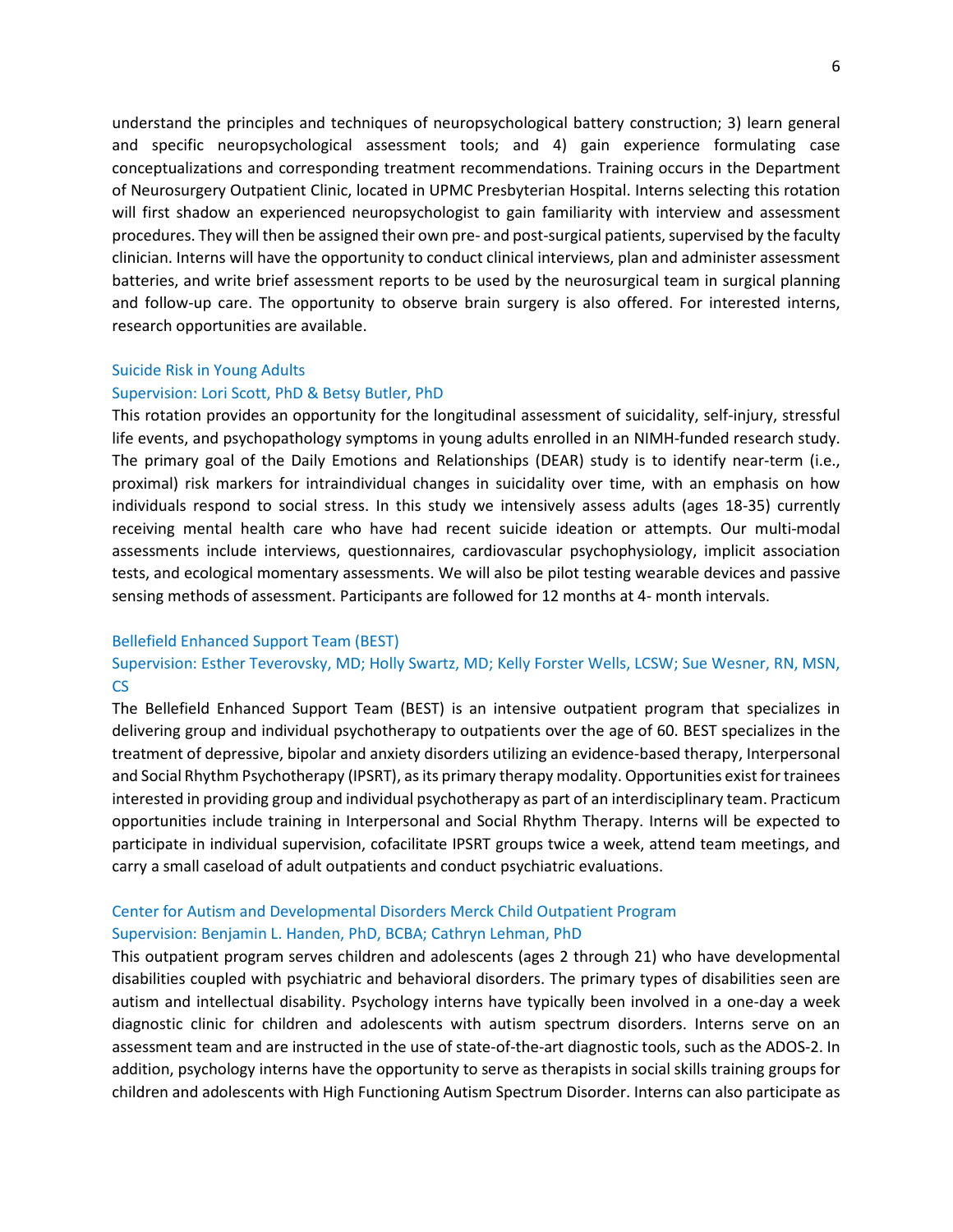understand the principles and techniques of neuropsychological battery construction; 3) learn general and specific neuropsychological assessment tools; and 4) gain experience formulating case conceptualizations and corresponding treatment recommendations. Training occurs in the Department of Neurosurgery Outpatient Clinic, located in UPMC Presbyterian Hospital. Interns selecting this rotation will first shadow an experienced neuropsychologist to gain familiarity with interview and assessment procedures. They will then be assigned their own pre- and post-surgical patients, supervised by the faculty clinician. Interns will have the opportunity to conduct clinical interviews, plan and administer assessment batteries, and write brief assessment reports to be used by the neurosurgical team in surgical planning and follow-up care. The opportunity to observe brain surgery is also offered. For interested interns, research opportunities are available.

### Suicide Risk in Young Adults

### Supervision: Lori Scott, PhD & Betsy Butler, PhD

This rotation provides an opportunity for the longitudinal assessment of suicidality, self-injury, stressful life events, and psychopathology symptoms in young adults enrolled in an NIMH-funded research study. The primary goal of the Daily Emotions and Relationships (DEAR) study is to identify near-term (i.e., proximal) risk markers for intraindividual changes in suicidality over time, with an emphasis on how individuals respond to social stress. In this study we intensively assess adults (ages 18-35) currently receiving mental health care who have had recent suicide ideation or attempts. Our multi-modal assessments include interviews, questionnaires, cardiovascular psychophysiology, implicit association tests, and ecological momentary assessments. We will also be pilot testing wearable devices and passive sensing methods of assessment. Participants are followed for 12 months at 4- month intervals.

### Bellefield Enhanced Support Team (BEST)

### Supervision: Esther Teverovsky, MD; Holly Swartz, MD; Kelly Forster Wells, LCSW; Sue Wesner, RN, MSN, CS

The Bellefield Enhanced Support Team (BEST) is an intensive outpatient program that specializes in delivering group and individual psychotherapy to outpatients over the age of 60. BEST specializes in the treatment of depressive, bipolar and anxiety disorders utilizing an evidence-based therapy, Interpersonal and Social Rhythm Psychotherapy (IPSRT), as its primary therapy modality. Opportunities exist for trainees interested in providing group and individual psychotherapy as part of an interdisciplinary team. Practicum opportunities include training in Interpersonal and Social Rhythm Therapy. Interns will be expected to participate in individual supervision, cofacilitate IPSRT groups twice a week, attend team meetings, and carry a small caseload of adult outpatients and conduct psychiatric evaluations.

### Center for Autism and Developmental Disorders Merck Child Outpatient Program

### Supervision: Benjamin L. Handen, PhD, BCBA; Cathryn Lehman, PhD

This outpatient program serves children and adolescents (ages 2 through 21) who have developmental disabilities coupled with psychiatric and behavioral disorders. The primary types of disabilities seen are autism and intellectual disability. Psychology interns have typically been involved in a one-day a week diagnostic clinic for children and adolescents with autism spectrum disorders. Interns serve on an assessment team and are instructed in the use of state-of-the-art diagnostic tools, such as the ADOS-2. In addition, psychology interns have the opportunity to serve as therapists in social skills training groups for children and adolescents with High Functioning Autism Spectrum Disorder. Interns can also participate as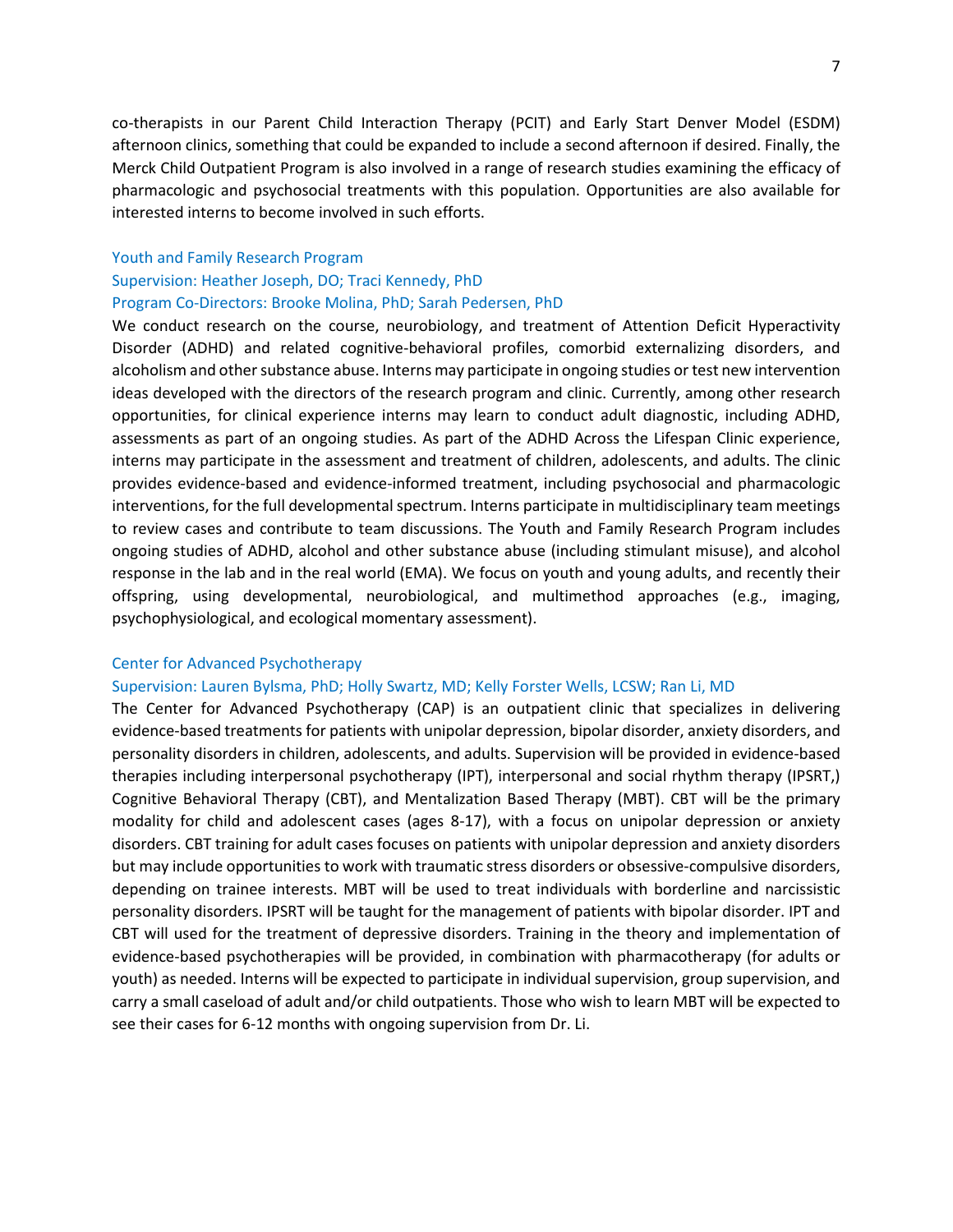co-therapists in our Parent Child Interaction Therapy (PCIT) and Early Start Denver Model (ESDM) afternoon clinics, something that could be expanded to include a second afternoon if desired. Finally, the Merck Child Outpatient Program is also involved in a range of research studies examining the efficacy of pharmacologic and psychosocial treatments with this population. Opportunities are also available for interested interns to become involved in such efforts.

### Youth and Family Research Program

Supervision: Heather Joseph, DO; Traci Kennedy, PhD

Program Co-Directors: Brooke Molina, PhD; Sarah Pedersen, PhD

We conduct research on the course, neurobiology, and treatment of Attention Deficit Hyperactivity Disorder (ADHD) and related cognitive-behavioral profiles, comorbid externalizing disorders, and alcoholism and other substance abuse. Interns may participate in ongoing studies or test new intervention ideas developed with the directors of the research program and clinic. Currently, among other research opportunities, for clinical experience interns may learn to conduct adult diagnostic, including ADHD, assessments as part of an ongoing studies. As part of the ADHD Across the Lifespan Clinic experience, interns may participate in the assessment and treatment of children, adolescents, and adults. The clinic provides evidence-based and evidence-informed treatment, including psychosocial and pharmacologic interventions, for the full developmental spectrum. Interns participate in multidisciplinary team meetings to review cases and contribute to team discussions. The Youth and Family Research Program includes ongoing studies of ADHD, alcohol and other substance abuse (including stimulant misuse), and alcohol response in the lab and in the real world (EMA). We focus on youth and young adults, and recently their offspring, using developmental, neurobiological, and multimethod approaches (e.g., imaging, psychophysiological, and ecological momentary assessment).

### Center for Advanced Psychotherapy

Supervision: Lauren Bylsma, PhD; Holly Swartz, MD; Kelly Forster Wells, LCSW; Ran Li, MD

The Center for Advanced Psychotherapy (CAP) is an outpatient clinic that specializes in delivering evidence-based treatments for patients with unipolar depression, bipolar disorder, anxiety disorders, and personality disorders in children, adolescents, and adults. Supervision will be provided in evidence-based therapies including interpersonal psychotherapy (IPT), interpersonal and social rhythm therapy (IPSRT,) Cognitive Behavioral Therapy (CBT), and Mentalization Based Therapy (MBT). CBT will be the primary modality for child and adolescent cases (ages 8-17), with a focus on unipolar depression or anxiety disorders. CBT training for adult cases focuses on patients with unipolar depression and anxiety disorders but may include opportunities to work with traumatic stress disorders or obsessive-compulsive disorders, depending on trainee interests. MBT will be used to treat individuals with borderline and narcissistic personality disorders. IPSRT will be taught for the management of patients with bipolar disorder. IPT and CBT will used for the treatment of depressive disorders. Training in the theory and implementation of evidence-based psychotherapies will be provided, in combination with pharmacotherapy (for adults or youth) as needed. Interns will be expected to participate in individual supervision, group supervision, and carry a small caseload of adult and/or child outpatients. Those who wish to learn MBT will be expected to see their cases for 6-12 months with ongoing supervision from Dr. Li.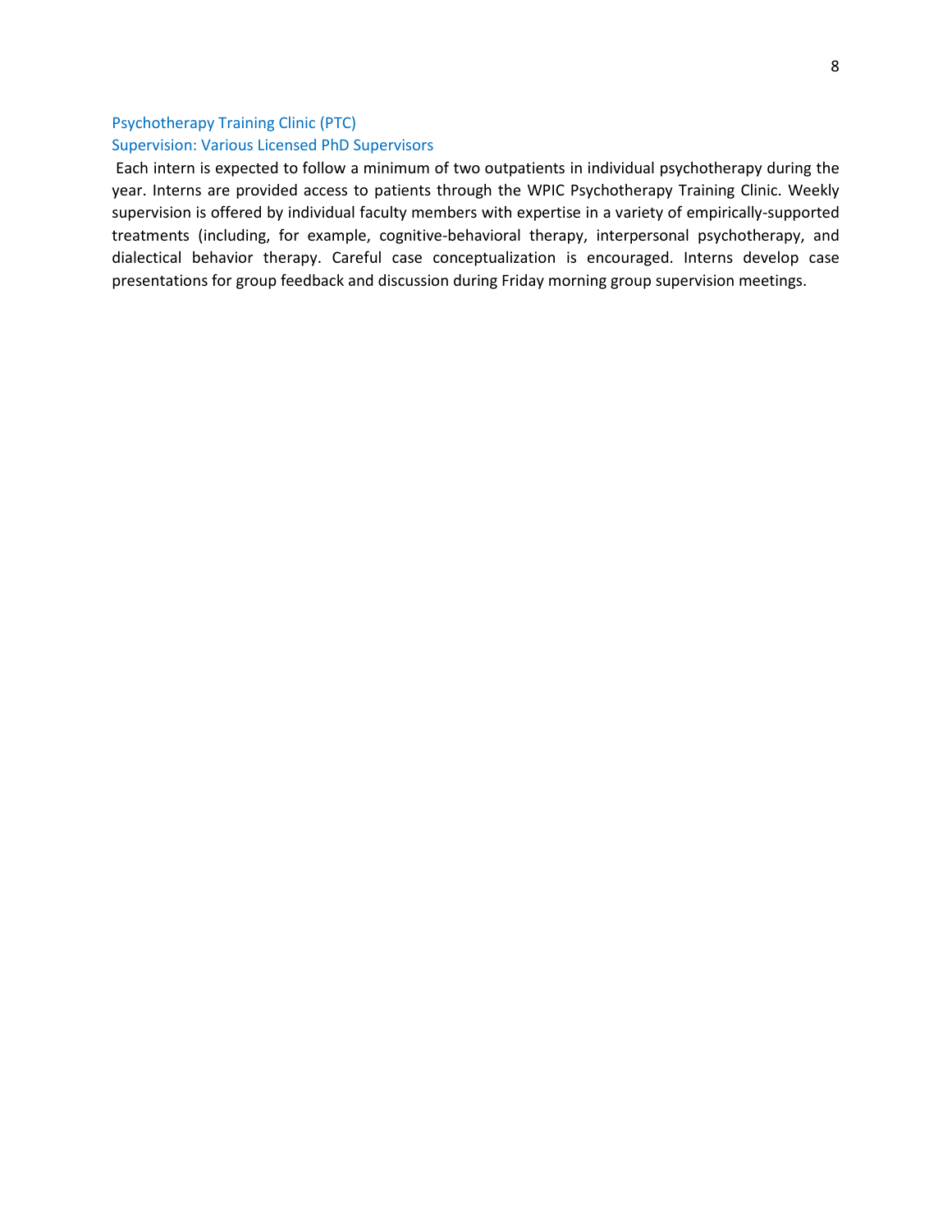### Psychotherapy Training Clinic (PTC)

### Supervision: Various Licensed PhD Supervisors

Each intern is expected to follow a minimum of two outpatients in individual psychotherapy during the year. Interns are provided access to patients through the WPIC Psychotherapy Training Clinic. Weekly supervision is offered by individual faculty members with expertise in a variety of empirically-supported treatments (including, for example, cognitive-behavioral therapy, interpersonal psychotherapy, and dialectical behavior therapy. Careful case conceptualization is encouraged. Interns develop case presentations for group feedback and discussion during Friday morning group supervision meetings.